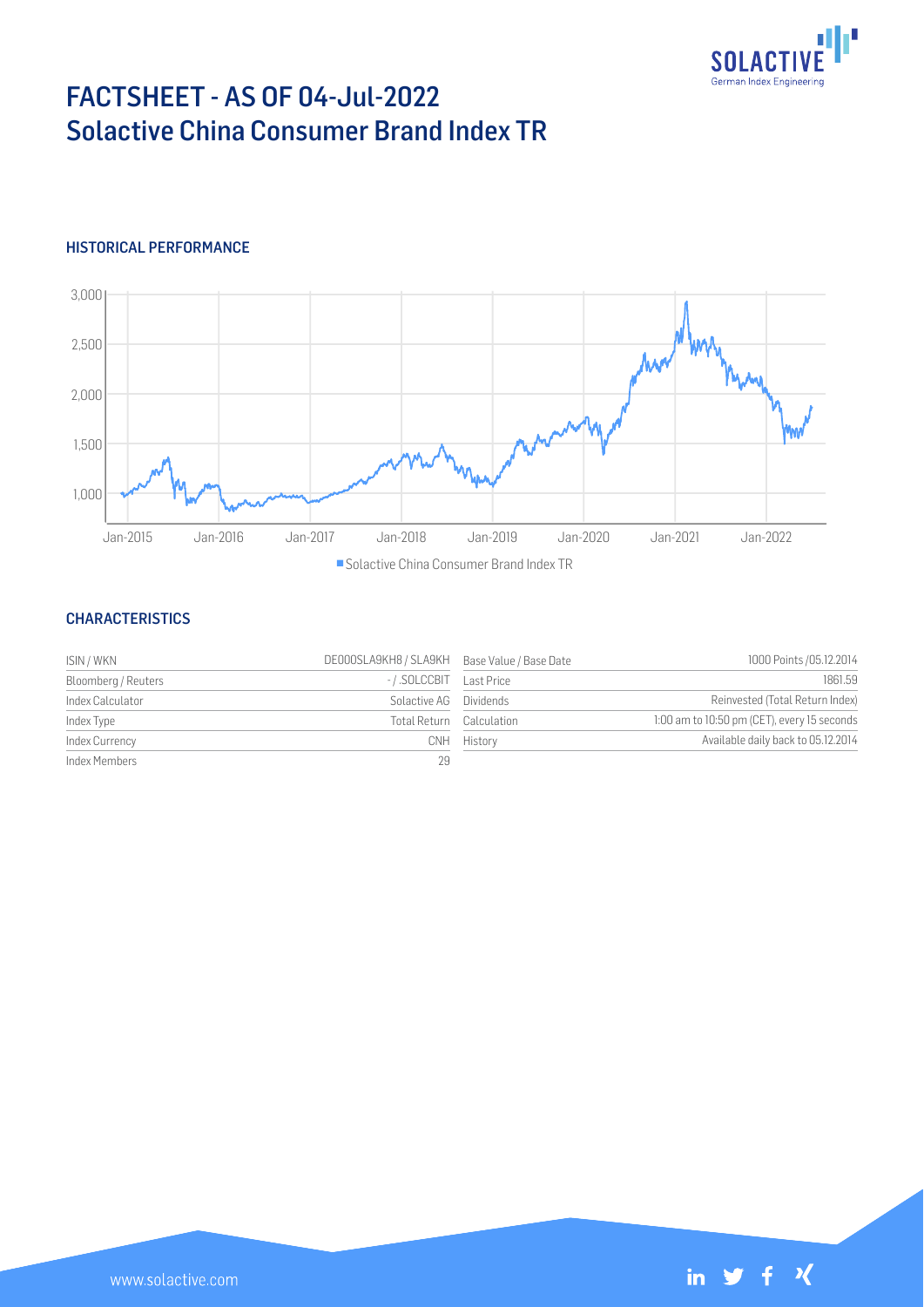# FACTSHEET - AS OF 04-Jul-2022
## Solactive China Consumer Brand Index TR

### HISTORICAL PERFORMANCE

### CHARACTERISTICS

| | | | |
|---|---|---|---|
| ISIN / WKN | DE000SLA9KH8 / SLA9KH | Base Value / Base Date | 1000 Points / 05.12.2014 |
| Bloomberg / Reuters | - / .SOLCCBIT | Last Price | 1861.59 |
| Index Calculator | Solactive AG | Dividends | Reinvested (Total Return Index) |
| Index Type | Total Return | Calculation | 1:00 am to 10:50 pm (CET), every 15 seconds |
| Index Currency | CNH | History | Available daily back to 05.12.2014 |
| Index Members | 29 | | |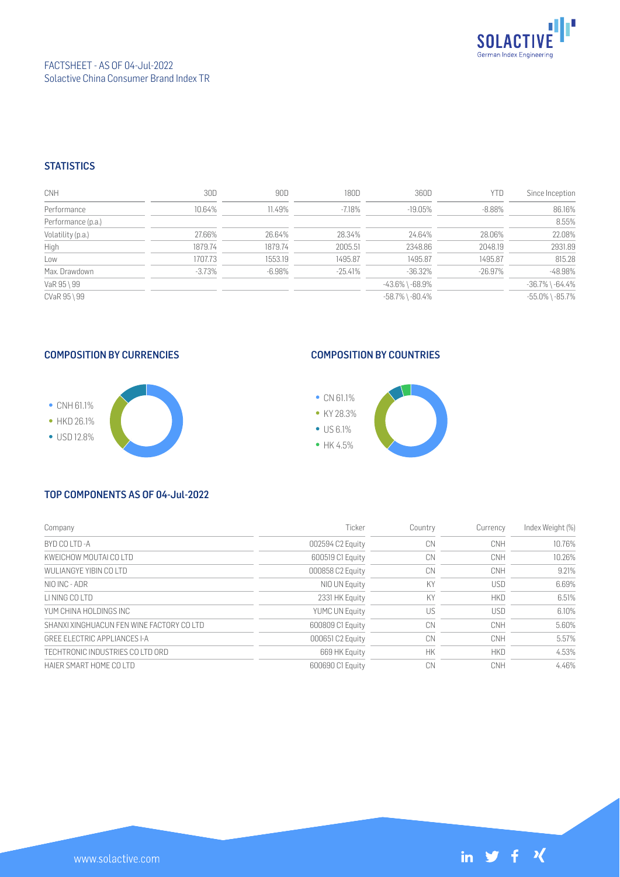FACTSHEET - AS OF 04-Jul-2022
Solactive China Consumer Brand Index TR

## STATISTICS

| CNH | 30D | 90D | 180D | 360D | YTD | Since Inception |
|---|---|---|---|---|---|---|
| Performance | 10.64% | 11.49% | -7.18% | -19.05% | -8.88% | 86.16% |
| Performance (p.a.) | | | | | | 8.55% |
| Volatility (p.a.) | 27.66% | 26.64% | 28.34% | 24.64% | 28.06% | 22.08% |
| High | 1879.74 | 1879.74 | 2005.51 | 2348.86 | 2048.19 | 2931.89 |
| Low | 1707.73 | 1553.19 | 1495.87 | 1495.87 | 1495.87 | 815.28 |
| Max. Drawdown | -3.73% | -6.98% | -25.41% | -36.32% | -26.97% | -48.98% |
| VaR 95 \ 99 | | | | -43.6% \ -68.9% | | -36.7% \ -64.4% |
| CVaR 95 \ 99 | | | | -58.7% \ -80.4% | | -55.0% \ -85.7% |

## COMPOSITION BY CURRENCIES

- CNH 61.1%
- HKD 26.1%
- USD 12.8%

## COMPOSITION BY COUNTRIES

- CN 61.1%
- KY 28.3%
- US 6.1%
- HK 4.5%

## TOP COMPONENTS AS OF 04-Jul-2022

| Company | Ticker | Country | Currency | Index Weight (%) |
|---|---|---|---|---|
| BYD CO LTD -A | 002594 C2 Equity | CN | CNH | 10.76% |
| KWEICHOW MOUTAI CO LTD | 600519 C1 Equity | CN | CNH | 10.26% |
| WULIANGYE YIBIN CO LTD | 000858 C2 Equity | CN | CNH | 9.21% |
| NIO INC - ADR | NIO UN Equity | KY | USD | 6.69% |
| LI NING CO LTD | 2331 HK Equity | KY | HKD | 6.51% |
| YUM CHINA HOLDINGS INC | YUMC UN Equity | US | USD | 6.10% |
| SHANXI XINGHUACUN FEN WINE FACTORY CO LTD | 600809 C1 Equity | CN | CNH | 5.60% |
| GREE ELECTRIC APPLIANCES I-A | 000651 C2 Equity | CN | CNH | 5.57% |
| TECHTRONIC INDUSTRIES CO LTD ORD | 669 HK Equity | HK | HKD | 4.53% |
| HAIER SMART HOME CO LTD | 600690 C1 Equity | CN | CNH | 4.46% |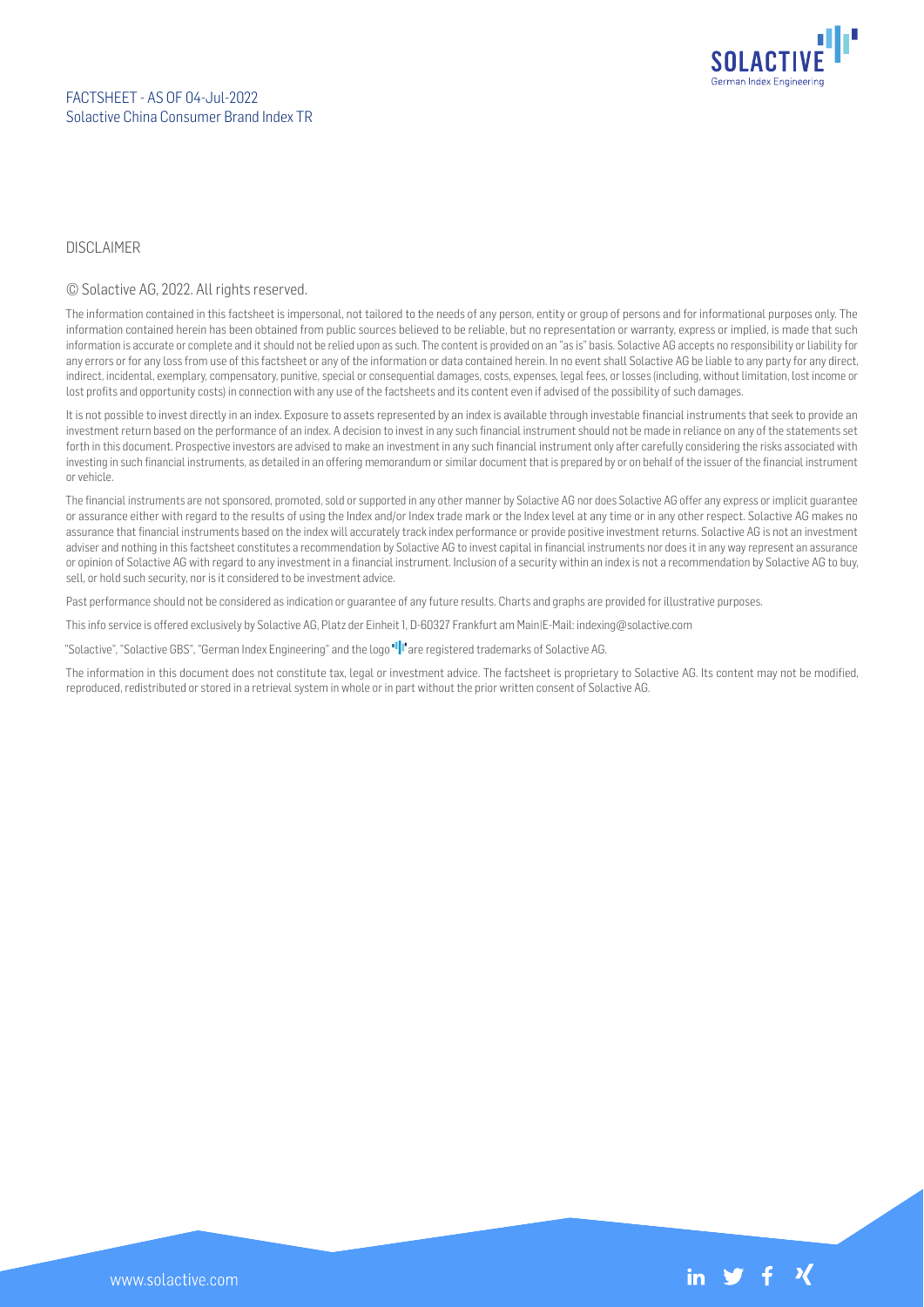DISCLAIMER

© Solactive AG, 2022. All rights reserved.

The information contained in this factsheet is impersonal, not tailored to the needs of any person, entity or group of persons and for informational purposes only. The information contained herein has been obtained from public sources believed to be reliable, but no representation or warranty, express or implied, is made that such information is accurate or complete and it should not be relied upon as such. The content is provided on an "as is" basis. Solactive AG accepts no responsibility or liability for any errors or for any loss from use of this factsheet or any of the information or data contained herein. In no event shall Solactive AG be liable to any party for any direct, indirect, incidental, exemplary, compensatory, punitive, special or consequential damages, costs, expenses, legal fees, or losses (including, without limitation, lost income or lost profits and opportunity costs) in connection with any use of the factsheets and its content even if advised of the possibility of such damages.

It is not possible to invest directly in an index. Exposure to assets represented by an index is available through investable financial instruments that seek to provide an investment return based on the performance of an index. A decision to invest in any such financial instrument should not be made in reliance on any of the statements set forth in this document. Prospective investors are advised to make an investment in any such financial instrument only after carefully considering the risks associated with investing in such financial instruments, as detailed in an offering memorandum or similar document that is prepared by or on behalf of the issuer of the financial instrument or vehicle.

The financial instruments are not sponsored, promoted, sold or supported in any other manner by Solactive AG nor does Solactive AG offer any express or implicit guarantee or assurance either with regard to the results of using the Index and/or Index trade mark or the Index level at any time or in any other respect. Solactive AG makes no assurance that financial instruments based on the index will accurately track index performance or provide positive investment returns. Solactive AG is not an investment adviser and nothing in this factsheet constitutes a recommendation by Solactive AG to invest capital in financial instruments nor does it in any way represent an assurance or opinion of Solactive AG with regard to any investment in a financial instrument. Inclusion of a security within an index is not a recommendation by Solactive AG to buy, sell, or hold such security, nor is it considered to be investment advice.

Past performance should not be considered as indication or guarantee of any future results. Charts and graphs are provided for illustrative purposes.

This info service is offered exclusively by Solactive AG, Platz der Einheit 1, D-60327 Frankfurt am Main|E-Mail: indexing@solactive.com

"Solactive", "Solactive GBS", "German Index Engineering" and the logo are registered trademarks of Solactive AG.

The information in this document does not constitute tax, legal or investment advice. The factsheet is proprietary to Solactive AG. Its content may not be modified, reproduced, redistributed or stored in a retrieval system in whole or in part without the prior written consent of Solactive AG.